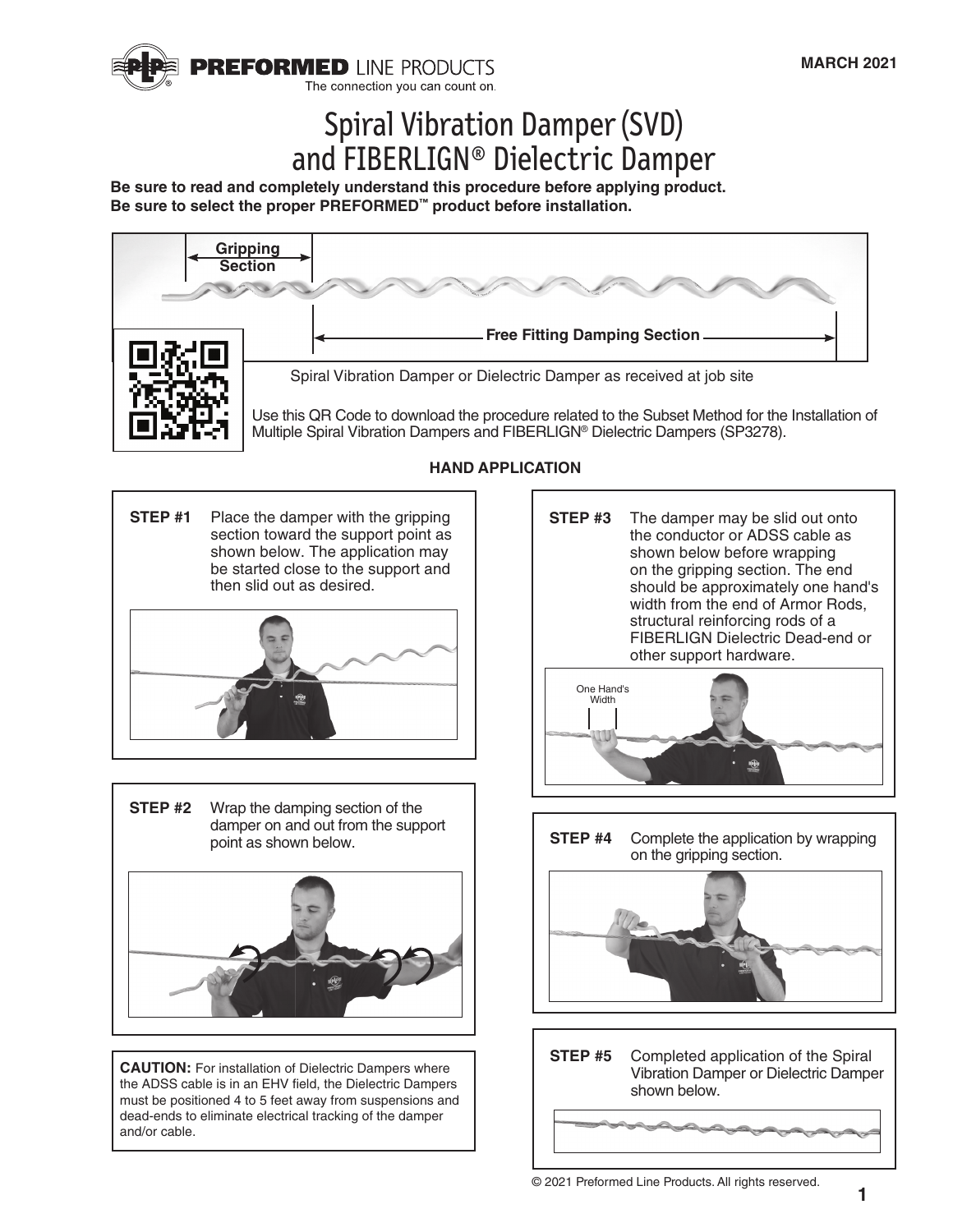PREFORMED LINE PRODUCTS
The connection you can count on.

MARCH 2021

# Spiral Vibration Damper (SVD) and FIBERLIGN® Dielectric Damper

**Be sure to read and completely understand this procedure before applying product.**
**Be sure to select the proper PREFORMED™ product before installation.**

Gripping Section

Free Fitting Damping Section

Spiral Vibration Damper or Dielectric Damper as received at job site

Use this QR Code to download the procedure related to the Subset Method for the Installation of Multiple Spiral Vibration Dampers and FIBERLIGN® Dielectric Dampers (SP3278).

## HAND APPLICATION

**STEP #1** Place the damper with the gripping section toward the support point as shown below. The application may be started close to the support and then slid out as desired.

**STEP #2** Wrap the damping section of the damper on and out from the support point as shown below.

**CAUTION:** For installation of Dielectric Dampers where the ADSS cable is in an EHV field, the Dielectric Dampers must be positioned 4 to 5 feet away from suspensions and dead-ends to eliminate electrical tracking of the damper and/or cable.

**STEP #3** The damper may be slid out onto the conductor or ADSS cable as shown below before wrapping on the gripping section. The end should be approximately one hand's width from the end of Armor Rods, structural reinforcing rods of a FIBERLIGN Dielectric Dead-end or other support hardware.

One Hand's Width

**STEP #4** Complete the application by wrapping on the gripping section.

**STEP #5** Completed application of the Spiral Vibration Damper or Dielectric Damper shown below.

© 2021 Preformed Line Products. All rights reserved.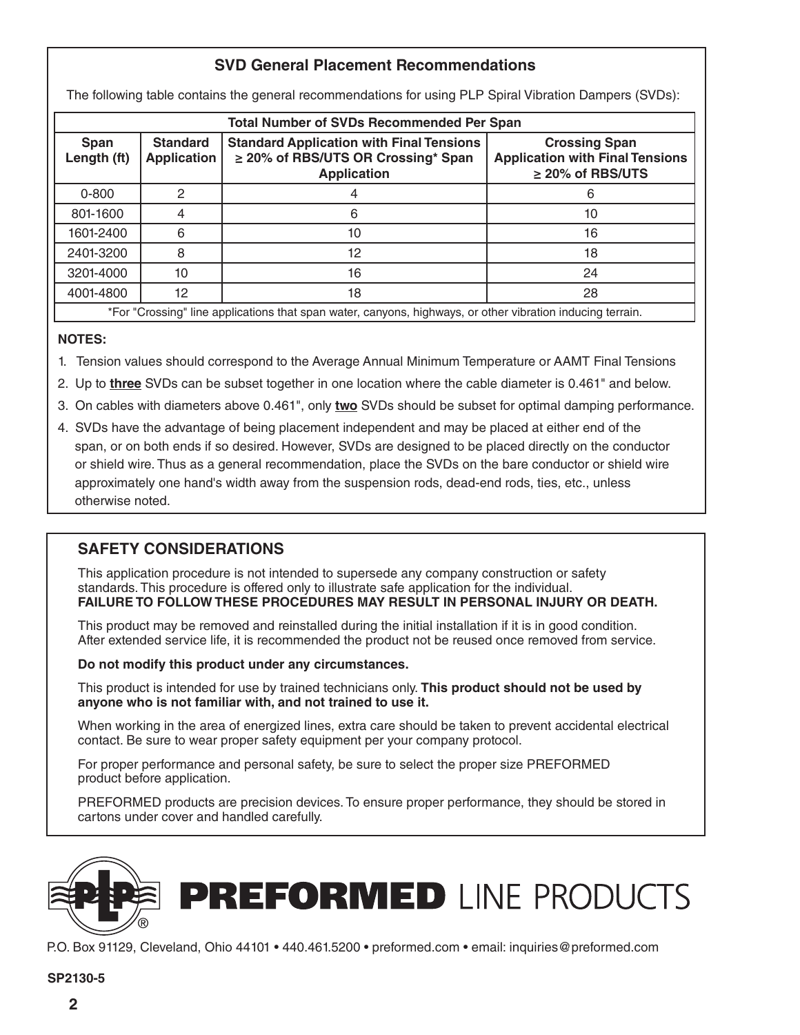## SVD General Placement Recommendations

The following table contains the general recommendations for using PLP Spiral Vibration Dampers (SVDs):

| Total Number of SVDs Recommended Per Span | | | |
|---|---|---|---|
| **Span Length (ft)** | **Standard Application** | **Standard Application with Final Tensions ≥ 20% of RBS/UTS OR Crossing* Span Application** | **Crossing Span Application with Final Tensions ≥ 20% of RBS/UTS** |
| 0-800 | 2 | 4 | 6 |
| 801-1600 | 4 | 6 | 10 |
| 1601-2400 | 6 | 10 | 16 |
| 2401-3200 | 8 | 12 | 18 |
| 3201-4000 | 10 | 16 | 24 |
| 4001-4800 | 12 | 18 | 28 |

*For "Crossing" line applications that span water, canyons, highways, or other vibration inducing terrain.

**NOTES:**

1. Tension values should correspond to the Average Annual Minimum Temperature or AAMT Final Tensions
2. Up to **three** SVDs can be subset together in one location where the cable diameter is 0.461" and below.
3. On cables with diameters above 0.461", only **two** SVDs should be subset for optimal damping performance.
4. SVDs have the advantage of being placement independent and may be placed at either end of the span, or on both ends if so desired. However, SVDs are designed to be placed directly on the conductor or shield wire. Thus as a general recommendation, place the SVDs on the bare conductor or shield wire approximately one hand's width away from the suspension rods, dead-end rods, ties, etc., unless otherwise noted.

## SAFETY CONSIDERATIONS

This application procedure is not intended to supersede any company construction or safety standards. This procedure is offered only to illustrate safe application for the individual.
**FAILURE TO FOLLOW THESE PROCEDURES MAY RESULT IN PERSONAL INJURY OR DEATH.**

This product may be removed and reinstalled during the initial installation if it is in good condition. After extended service life, it is recommended the product not be reused once removed from service.

**Do not modify this product under any circumstances.**

This product is intended for use by trained technicians only. **This product should not be used by anyone who is not familiar with, and not trained to use it.**

When working in the area of energized lines, extra care should be taken to prevent accidental electrical contact. Be sure to wear proper safety equipment per your company protocol.

For proper performance and personal safety, be sure to select the proper size PREFORMED product before application.

PREFORMED products are precision devices. To ensure proper performance, they should be stored in cartons under cover and handled carefully.

**PREFORMED** LINE PRODUCTS

P.O. Box 91129, Cleveland, Ohio 44101 • 440.461.5200 • preformed.com • email: inquiries@preformed.com

**SP2130-5**